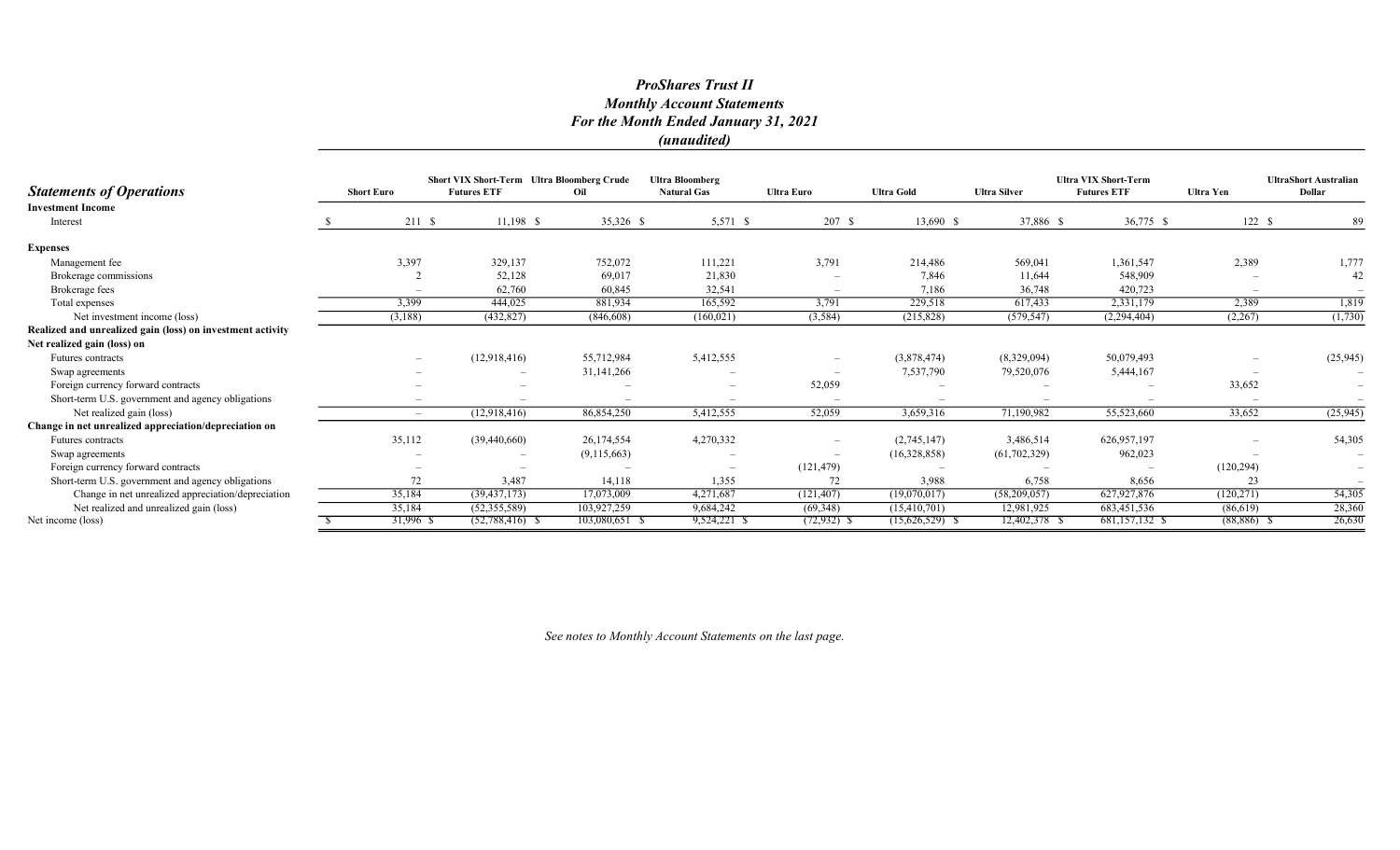# *ProShares Trust II*
## *Monthly Account Statements*
## *For the Month Ended January 31, 2021*
## *(unaudited)*

| ***Statements of Operations*** | Short Euro | Short VIX Short-Term Futures ETF | Ultra Bloomberg Crude Oil | Ultra Bloomberg Natural Gas | Ultra Euro | Ultra Gold | Ultra Silver | Ultra VIX Short-Term Futures ETF | Ultra Yen | UltraShort Australian Dollar |
|---|---|---|---|---|---|---|---|---|---|---|
| **Investment Income** | | | | | | | | | | |
| Interest | $ 211 | $ 11,198 | $ 35,326 | $ 5,571 | $ 207 | $ 13,690 | $ 37,886 | $ 36,775 | $ 122 | $ 89 |
| **Expenses** | | | | | | | | | | |
| Management fee | 3,397 | 329,137 | 752,072 | 111,221 | 3,791 | 214,486 | 569,041 | 1,361,547 | 2,389 | 1,777 |
| Brokerage commissions | 2 | 52,128 | 69,017 | 21,830 | – | 7,846 | 11,644 | 548,909 | – | 42 |
| Brokerage fees | – | 62,760 | 60,845 | 32,541 | – | 7,186 | 36,748 | 420,723 | – | – |
| Total expenses | 3,399 | 444,025 | 881,934 | 165,592 | 3,791 | 229,518 | 617,433 | 2,331,179 | 2,389 | 1,819 |
| Net investment income (loss) | (3,188) | (432,827) | (846,608) | (160,021) | (3,584) | (215,828) | (579,547) | (2,294,404) | (2,267) | (1,730) |
| **Realized and unrealized gain (loss) on investment activity** | | | | | | | | | | |
| **Net realized gain (loss) on** | | | | | | | | | | |
| Futures contracts | – | (12,918,416) | 55,712,984 | 5,412,555 | – | (3,878,474) | (8,329,094) | 50,079,493 | – | (25,945) |
| Swap agreements | – | – | 31,141,266 | – | – | 7,537,790 | 79,520,076 | 5,444,167 | – | – |
| Foreign currency forward contracts | – | – | – | – | 52,059 | – | – | – | 33,652 | – |
| Short-term U.S. government and agency obligations | – | – | – | – | – | – | – | – | – | – |
| Net realized gain (loss) | – | (12,918,416) | 86,854,250 | 5,412,555 | 52,059 | 3,659,316 | 71,190,982 | 55,523,660 | 33,652 | (25,945) |
| **Change in net unrealized appreciation/depreciation on** | | | | | | | | | | |
| Futures contracts | 35,112 | (39,440,660) | 26,174,554 | 4,270,332 | – | (2,745,147) | 3,486,514 | 626,957,197 | – | 54,305 |
| Swap agreements | – | – | (9,115,663) | – | – | (16,328,858) | (61,702,329) | 962,023 | – | – |
| Foreign currency forward contracts | – | – | – | – | (121,479) | – | – | – | (120,294) | – |
| Short-term U.S. government and agency obligations | 72 | 3,487 | 14,118 | 1,355 | 72 | 3,988 | 6,758 | 8,656 | 23 | – |
| Change in net unrealized appreciation/depreciation | 35,184 | (39,437,173) | 17,073,009 | 4,271,687 | (121,407) | (19,070,017) | (58,209,057) | 627,927,876 | (120,271) | 54,305 |
| Net realized and unrealized gain (loss) | 35,184 | (52,355,589) | 103,927,259 | 9,684,242 | (69,348) | (15,410,701) | 12,981,925 | 683,451,536 | (86,619) | 28,360 |
| Net income (loss) | $ 31,996 | $ (52,788,416) | $ 103,080,651 | $ 9,524,221 | $ (72,932) | $ (15,626,529) | $ 12,402,378 | $ 681,157,132 | $ (88,886) | $ 26,630 |

*See notes to Monthly Account Statements on the last page.*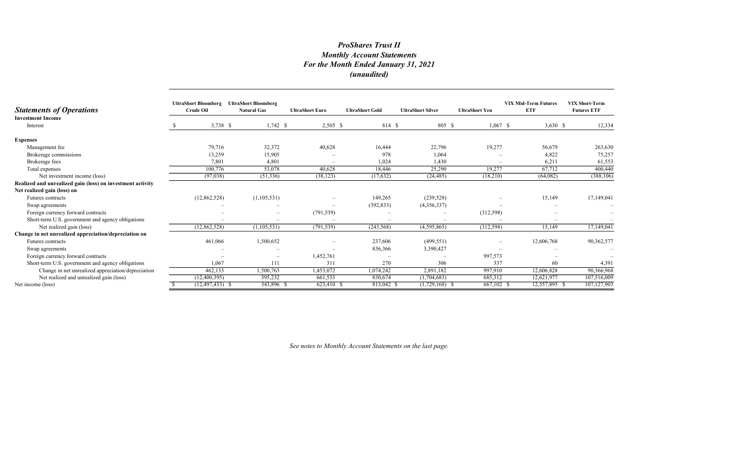# *ProShares Trust II*
## *Monthly Account Statements*
## *For the Month Ended January 31, 2021*
## *(unaudited)*

| ***Statements of Operations*** | UltraShort Bloomberg Crude Oil | UltraShort Bloomberg Natural Gas | UltraShort Euro | UltraShort Gold | UltraShort Silver | UltraShort Yen | VIX Mid-Term Futures ETF | VIX Short-Term Futures ETF |
|---|---|---|---|---|---|---|---|---|
| **Investment Income** | | | | | | | | |
| Interest | $ 3,738 | $ 1,742 | $ 2,505 | $ 814 | $ 805 | $ 1,067 | $ 3,630 | $ 12,334 |
| **Expenses** | | | | | | | | |
| Management fee | 79,716 | 32,372 | 40,628 | 16,444 | 22,796 | 19,277 | 56,679 | 263,630 |
| Brokerage commissions | 13,259 | 15,905 | – | 978 | 1,064 | – | 4,822 | 75,257 |
| Brokerage fees | 7,801 | 4,801 | – | 1,024 | 1,430 | – | 6,211 | 61,553 |
| Total expenses | 100,776 | 53,078 | 40,628 | 18,446 | 25,290 | 19,277 | 67,712 | 400,440 |
| Net investment income (loss) | (97,038) | (51,336) | (38,123) | (17,632) | (24,485) | (18,210) | (64,082) | (388,106) |
| **Realized and unrealized gain (loss) on investment activity** | | | | | | | | |
| **Net realized gain (loss) on** | | | | | | | | |
| Futures contracts | (12,862,528) | (1,105,531) | – | 149,265 | (239,528) | – | 15,149 | 17,149,041 |
| Swap agreements | – | – | – | (392,833) | (4,356,337) | – | – | – |
| Foreign currency forward contracts | – | – | (791,539) | – | – | (312,598) | – | – |
| Short-term U.S. government and agency obligations | – | – | – | – | – | – | – | – |
| Net realized gain (loss) | (12,862,528) | (1,105,531) | (791,539) | (243,568) | (4,595,865) | (312,598) | 15,149 | 17,149,041 |
| **Change in net unrealized appreciation/depreciation on** | | | | | | | | |
| Futures contracts | 461,066 | 1,500,652 | – | 237,606 | (499,551) | – | 12,606,768 | 90,362,577 |
| Swap agreements | – | – | – | 836,366 | 3,390,427 | – | – | – |
| Foreign currency forward contracts | – | – | 1,452,761 | – | – | 997,573 | – | – |
| Short-term U.S. government and agency obligations | 1,067 | 111 | 311 | 270 | 306 | 337 | 60 | 4,391 |
| Change in net unrealized appreciation/depreciation | 462,133 | 1,500,763 | 1,453,072 | 1,074,242 | 2,891,182 | 997,910 | 12,606,828 | 90,366,968 |
| Net realized and unrealized gain (loss) | (12,400,395) | 395,232 | 661,533 | 830,674 | (1,704,683) | 685,312 | 12,621,977 | 107,516,009 |
| Net income (loss) | $ (12,497,433) | $ 343,896 | $ 623,410 | $ 813,042 | $ (1,729,168) | $ 667,102 | $ 12,557,895 | $ 107,127,903 |

*See notes to Monthly Account Statements on the last page.*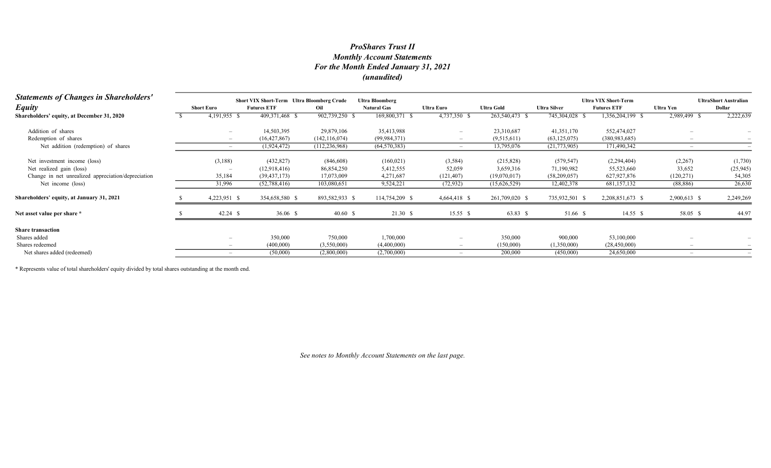# *ProShares Trust II*
## *Monthly Account Statements*
## *For the Month Ended January 31, 2021*
## *(unaudited)*

| ***Statements of Changes in Shareholders' Equity*** | **Short Euro** | **Short VIX Short-Term Futures ETF** | **Ultra Bloomberg Crude Oil** | **Ultra Bloomberg Natural Gas** | **Ultra Euro** | **Ultra Gold** | **Ultra Silver** | **Ultra VIX Short-Term Futures ETF** | **Ultra Yen** | **UltraShort Australian Dollar** |
|---|---|---|---|---|---|---|---|---|---|---|
| **Shareholders' equity, at December 31, 2020** | $ 4,191,955 | $ 409,371,468 | $ 902,739,250 | $ 169,800,371 | $ 4,737,350 | $ 263,540,473 | $ 745,304,028 | $ 1,356,204,199 | $ 2,989,499 | $ 2,222,639 |
| Addition of shares | – | 14,503,395 | 29,879,106 | 35,413,988 | – | 23,310,687 | 41,351,170 | 552,474,027 | – | – |
| Redemption of shares | – | (16,427,867) | (142,116,074) | (99,984,371) | – | (9,515,611) | (63,125,075) | (380,983,685) | – | – |
| Net addition (redemption) of shares | – | (1,924,472) | (112,236,968) | (64,570,383) | – | 13,795,076 | (21,773,905) | 171,490,342 | – | – |
| Net investment income (loss) | (3,188) | (432,827) | (846,608) | (160,021) | (3,584) | (215,828) | (579,547) | (2,294,404) | (2,267) | (1,730) |
| Net realized gain (loss) | – | (12,918,416) | 86,854,250 | 5,412,555 | 52,059 | 3,659,316 | 71,190,982 | 55,523,660 | 33,652 | (25,945) |
| Change in net unrealized appreciation/depreciation | 35,184 | (39,437,173) | 17,073,009 | 4,271,687 | (121,407) | (19,070,017) | (58,209,057) | 627,927,876 | (120,271) | 54,305 |
| Net income (loss) | 31,996 | (52,788,416) | 103,080,651 | 9,524,221 | (72,932) | (15,626,529) | 12,402,378 | 681,157,132 | (88,886) | 26,630 |
| **Shareholders' equity, at January 31, 2021** | $ 4,223,951 | $ 354,658,580 | $ 893,582,933 | $ 114,754,209 | $ 4,664,418 | $ 261,709,020 | $ 735,932,501 | $ 2,208,851,673 | $ 2,900,613 | $ 2,249,269 |
| **Net asset value per share \*** | $ 42.24 | $ 36.06 | $ 40.60 | $ 21.30 | $ 15.55 | $ 63.83 | $ 51.66 | $ 14.55 | $ 58.05 | $ 44.97 |
| **Share transaction** | | | | | | | | | | |
| Shares added | – | 350,000 | 750,000 | 1,700,000 | – | 350,000 | 900,000 | 53,100,000 | – | – |
| Shares redeemed | – | (400,000) | (3,550,000) | (4,400,000) | – | (150,000) | (1,350,000) | (28,450,000) | – | – |
| Net shares added (redeemed) | – | (50,000) | (2,800,000) | (2,700,000) | – | 200,000 | (450,000) | 24,650,000 | – | – |

\* Represents value of total shareholders' equity divided by total shares outstanding at the month end.

*See notes to Monthly Account Statements on the last page.*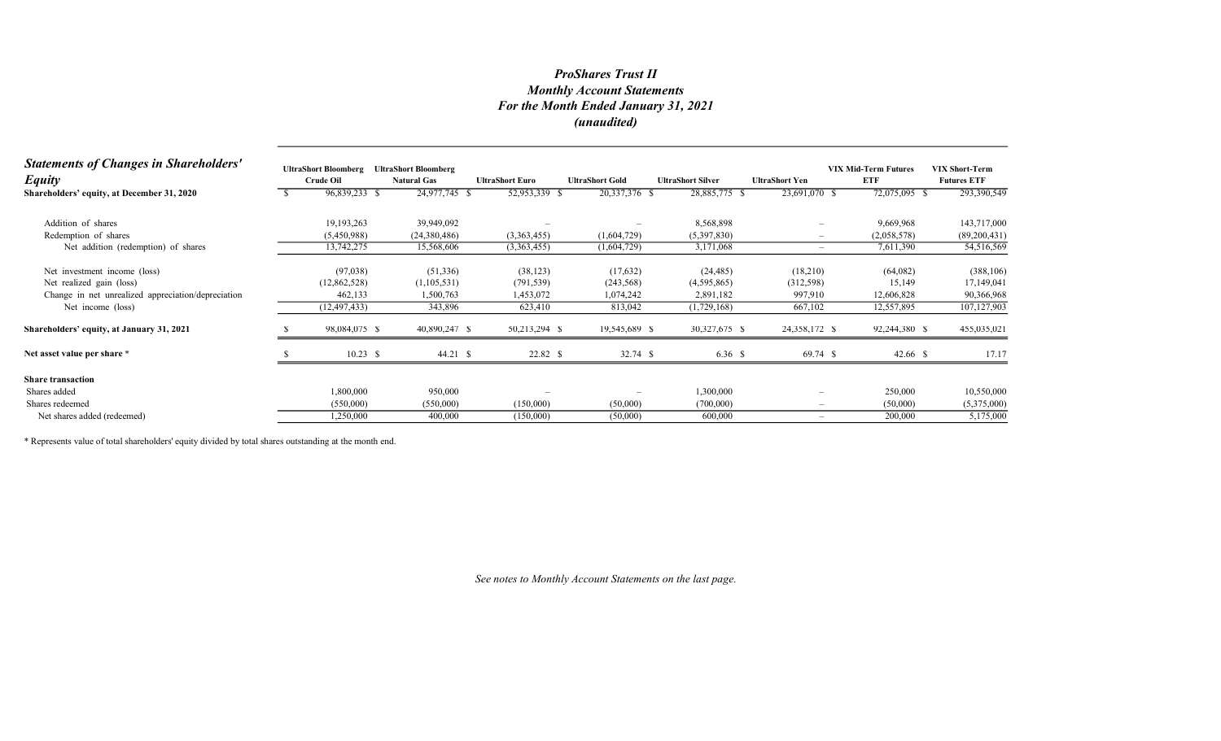# *ProShares Trust II*
## *Monthly Account Statements*
## *For the Month Ended January 31, 2021*
## *(unaudited)*

| ***Statements of Changes in Shareholders' Equity*** | UltraShort Bloomberg Crude Oil | UltraShort Bloomberg Natural Gas | UltraShort Euro | UltraShort Gold | UltraShort Silver | UltraShort Yen | VIX Mid-Term Futures ETF | VIX Short-Term Futures ETF |
|---|---|---|---|---|---|---|---|---|
| **Shareholders' equity, at December 31, 2020** | $ 96,839,233 | $ 24,977,745 | $ 52,953,339 | $ 20,337,376 | $ 28,885,775 | $ 23,691,070 | $ 72,075,095 | $ 293,390,549 |
| Addition of shares | 19,193,263 | 39,949,092 | – | – | 8,568,898 | – | 9,669,968 | 143,717,000 |
| Redemption of shares | (5,450,988) | (24,380,486) | (3,363,455) | (1,604,729) | (5,397,830) | – | (2,058,578) | (89,200,431) |
| Net addition (redemption) of shares | 13,742,275 | 15,568,606 | (3,363,455) | (1,604,729) | 3,171,068 | – | 7,611,390 | 54,516,569 |
| Net investment income (loss) | (97,038) | (51,336) | (38,123) | (17,632) | (24,485) | (18,210) | (64,082) | (388,106) |
| Net realized gain (loss) | (12,862,528) | (1,105,531) | (791,539) | (243,568) | (4,595,865) | (312,598) | 15,149 | 17,149,041 |
| Change in net unrealized appreciation/depreciation | 462,133 | 1,500,763 | 1,453,072 | 1,074,242 | 2,891,182 | 997,910 | 12,606,828 | 90,366,968 |
| Net income (loss) | (12,497,433) | 343,896 | 623,410 | 813,042 | (1,729,168) | 667,102 | 12,557,895 | 107,127,903 |
| **Shareholders' equity, at January 31, 2021** | $ 98,084,075 | $ 40,890,247 | $ 50,213,294 | $ 19,545,689 | $ 30,327,675 | $ 24,358,172 | $ 92,244,380 | $ 455,035,021 |
| **Net asset value per share \*** | $ 10.23 | $ 44.21 | $ 22.82 | $ 32.74 | $ 6.36 | $ 69.74 | $ 42.66 | $ 17.17 |
| **Share transaction** | | | | | | | | |
| Shares added | 1,800,000 | 950,000 | – | – | 1,300,000 | – | 250,000 | 10,550,000 |
| Shares redeemed | (550,000) | (550,000) | (150,000) | (50,000) | (700,000) | – | (50,000) | (5,375,000) |
| Net shares added (redeemed) | 1,250,000 | 400,000 | (150,000) | (50,000) | 600,000 | – | 200,000 | 5,175,000 |

\* Represents value of total shareholders' equity divided by total shares outstanding at the month end.

*See notes to Monthly Account Statements on the last page.*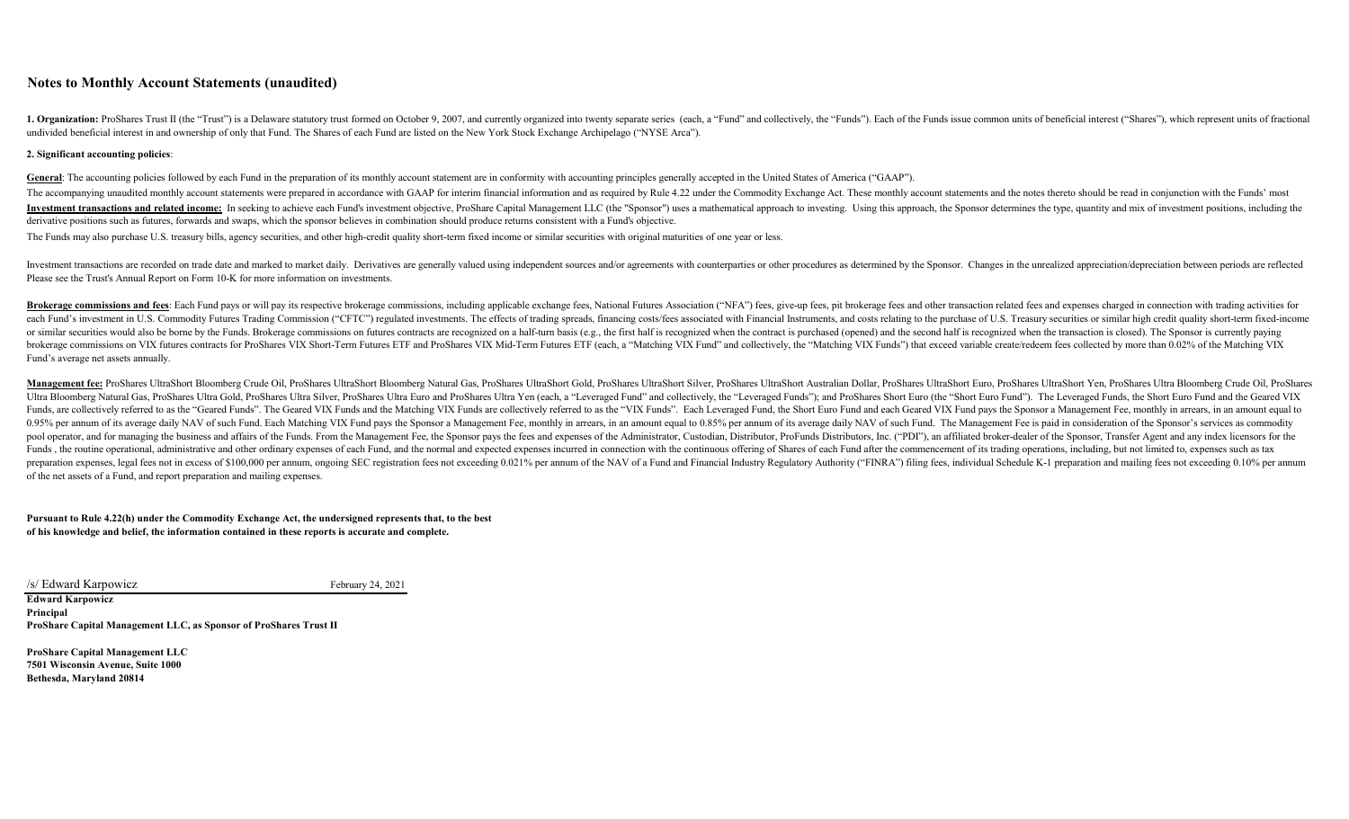## Notes to Monthly Account Statements (unaudited)

**1. Organization:** ProShares Trust II (the "Trust") is a Delaware statutory trust formed on October 9, 2007, and currently organized into twenty separate series (each, a "Fund" and collectively, the "Funds"). Each of the Funds issue common units of beneficial interest ("Shares"), which represent units of fractional undivided beneficial interest in and ownership of only that Fund. The Shares of each Fund are listed on the New York Stock Exchange Archipelago ("NYSE Arca").

**2. Significant accounting policies**:

**General**: The accounting policies followed by each Fund in the preparation of its monthly account statement are in conformity with accounting principles generally accepted in the United States of America ("GAAP").

The accompanying unaudited monthly account statements were prepared in accordance with GAAP for interim financial information and as required by Rule 4.22 under the Commodity Exchange Act. These monthly account statements and the notes thereto should be read in conjunction with the Funds' most

**Investment transactions and related income:** In seeking to achieve each Fund's investment objective, ProShare Capital Management LLC (the "Sponsor") uses a mathematical approach to investing. Using this approach, the Sponsor determines the type, quantity and mix of investment positions, including the derivative positions such as futures, forwards and swaps, which the sponsor believes in combination should produce returns consistent with a Fund's objective.

The Funds may also purchase U.S. treasury bills, agency securities, and other high-credit quality short-term fixed income or similar securities with original maturities of one year or less.

Investment transactions are recorded on trade date and marked to market daily. Derivatives are generally valued using independent sources and/or agreements with counterparties or other procedures as determined by the Sponsor. Changes in the unrealized appreciation/depreciation between periods are reflected

Please see the Trust's Annual Report on Form 10-K for more information on investments.

**Brokerage commissions and fees**: Each Fund pays or will pay its respective brokerage commissions, including applicable exchange fees, National Futures Association ("NFA") fees, give-up fees, pit brokerage fees and other transaction related fees and expenses charged in connection with trading activities for each Fund's investment in U.S. Commodity Futures Trading Commission ("CFTC") regulated investments. The effects of trading spreads, financing costs/fees associated with Financial Instruments, and costs relating to the purchase of U.S. Treasury securities or similar high credit quality short-term fixed-income or similar securities would also be borne by the Funds. Brokerage commissions on futures contracts are recognized on a half-turn basis (e.g., the first half is recognized when the contract is purchased (opened) and the second half is recognized when the transaction is closed). The Sponsor is currently paying brokerage commissions on VIX futures contracts for ProShares VIX Short-Term Futures ETF and ProShares VIX Mid-Term Futures ETF (each, a "Matching VIX Fund" and collectively, the "Matching VIX Funds") that exceed variable create/redeem fees collected by more than 0.02% of the Matching VIX Fund's average net assets annually.

**Management fee:** ProShares UltraShort Bloomberg Crude Oil, ProShares UltraShort Bloomberg Natural Gas, ProShares UltraShort Gold, ProShares UltraShort Silver, ProShares UltraShort Australian Dollar, ProShares UltraShort Euro, ProShares UltraShort Yen, ProShares Ultra Bloomberg Crude Oil, ProShares Ultra Bloomberg Natural Gas, ProShares Ultra Gold, ProShares Ultra Silver, ProShares Ultra Euro and ProShares Ultra Yen (each, a "Leveraged Fund" and collectively, the "Leveraged Funds"); and ProShares Short Euro (the "Short Euro Fund"). The Leveraged Funds, the Short Euro Fund and the Geared VIX Funds, are collectively referred to as the "Geared Funds". The Geared VIX Funds and the Matching VIX Funds are collectively referred to as the "VIX Funds". Each Leveraged Fund, the Short Euro Fund and each Geared VIX Fund pays the Sponsor a Management Fee, monthly in arrears, in an amount equal to 0.95% per annum of its average daily NAV of such Fund. Each Matching VIX Fund pays the Sponsor a Management Fee, monthly in arrears, in an amount equal to 0.85% per annum of its average daily NAV of such Fund. The Management Fee is paid in consideration of the Sponsor's services as commodity pool operator, and for managing the business and affairs of the Funds. From the Management Fee, the Sponsor pays the fees and expenses of the Administrator, Custodian, Distributor, ProFunds Distributors, Inc. ("PDI"), an affiliated broker-dealer of the Sponsor, Transfer Agent and any index licensors for the Funds , the routine operational, administrative and other ordinary expenses of each Fund, and the normal and expected expenses incurred in connection with the continuous offering of Shares of each Fund after the commencement of its trading operations, including, but not limited to, expenses such as tax preparation expenses, legal fees not in excess of $100,000 per annum, ongoing SEC registration fees not exceeding 0.021% per annum of the NAV of a Fund and Financial Industry Regulatory Authority ("FINRA") filing fees, individual Schedule K-1 preparation and mailing fees not exceeding 0.10% per annum of the net assets of a Fund, and report preparation and mailing expenses.

**Pursuant to Rule 4.22(h) under the Commodity Exchange Act, the undersigned represents that, to the best of his knowledge and belief, the information contained in these reports is accurate and complete.**

/s/ Edward Karpowicz &nbsp;&nbsp;&nbsp;&nbsp; February 24, 2021

**Edward Karpowicz**
**Principal**
**ProShare Capital Management LLC, as Sponsor of ProShares Trust II**

**ProShare Capital Management LLC**
**7501 Wisconsin Avenue, Suite 1000**
**Bethesda, Maryland 20814**